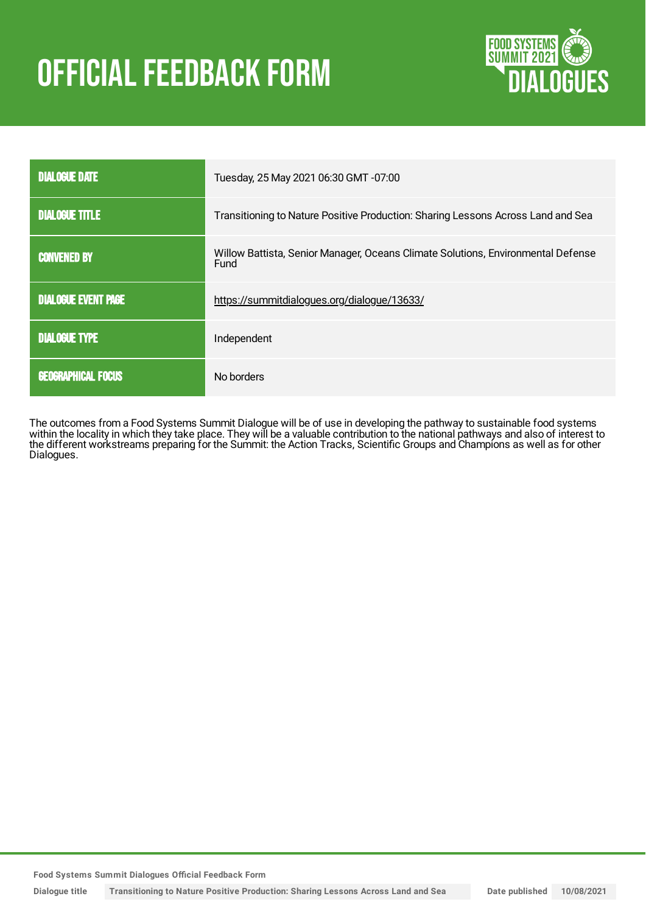# OFFICIAL FEEDBACK FORM

FOOD SYSTEMS SUMMIT 2021 DIALOGUES

| | |
|---|---|
| DIALOGUE DATE | Tuesday, 25 May 2021 06:30 GMT -07:00 |
| DIALOGUE TITLE | Transitioning to Nature Positive Production: Sharing Lessons Across Land and Sea |
| CONVENED BY | Willow Battista, Senior Manager, Oceans Climate Solutions, Environmental Defense Fund |
| DIALOGUE EVENT PAGE | https://summitdialogues.org/dialogue/13633/ |
| DIALOGUE TYPE | Independent |
| GEOGRAPHICAL FOCUS | No borders |

The outcomes from a Food Systems Summit Dialogue will be of use in developing the pathway to sustainable food systems within the locality in which they take place. They will be a valuable contribution to the national pathways and also of interest to the different workstreams preparing for the Summit: the Action Tracks, Scientific Groups and Champions as well as for other Dialogues.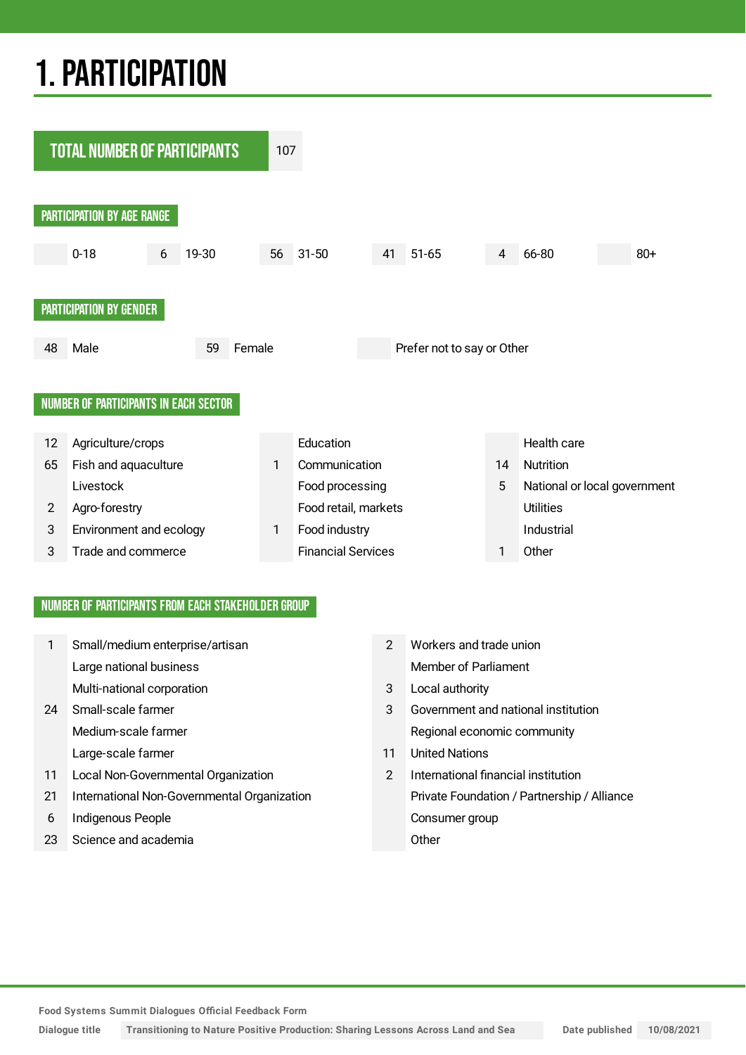# 1. PARTICIPATION

## TOTAL NUMBER OF PARTICIPANTS

107

### PARTICIPATION BY AGE RANGE

| | | | | | | | | | | | |
|---|---|---|---|---|---|---|---|---|---|---|---|
| | 0-18 | 6 | 19-30 | 56 | 31-50 | 41 | 51-65 | 4 | 66-80 | | 80+ |

### PARTICIPATION BY GENDER

| | | | | | |
|---|---|---|---|---|---|
| 48 | Male | 59 | Female | | Prefer not to say or Other |

### NUMBER OF PARTICIPANTS IN EACH SECTOR

| | | | | | |
|---|---|---|---|---|---|
| 12 | Agriculture/crops | | Education | | Health care |
| 65 | Fish and aquaculture | 1 | Communication | 14 | Nutrition |
| | Livestock | | Food processing | 5 | National or local government |
| 2 | Agro-forestry | | Food retail, markets | | Utilities |
| 3 | Environment and ecology | 1 | Food industry | | Industrial |
| 3 | Trade and commerce | | Financial Services | 1 | Other |

### NUMBER OF PARTICIPANTS FROM EACH STAKEHOLDER GROUP

| | | | |
|---|---|---|---|
| 1 | Small/medium enterprise/artisan | 2 | Workers and trade union |
| | Large national business | | Member of Parliament |
| | Multi-national corporation | 3 | Local authority |
| 24 | Small-scale farmer | 3 | Government and national institution |
| | Medium-scale farmer | | Regional economic community |
| | Large-scale farmer | 11 | United Nations |
| 11 | Local Non-Governmental Organization | 2 | International financial institution |
| 21 | International Non-Governmental Organization | | Private Foundation / Partnership / Alliance |
| 6 | Indigenous People | | Consumer group |
| 23 | Science and academia | | Other |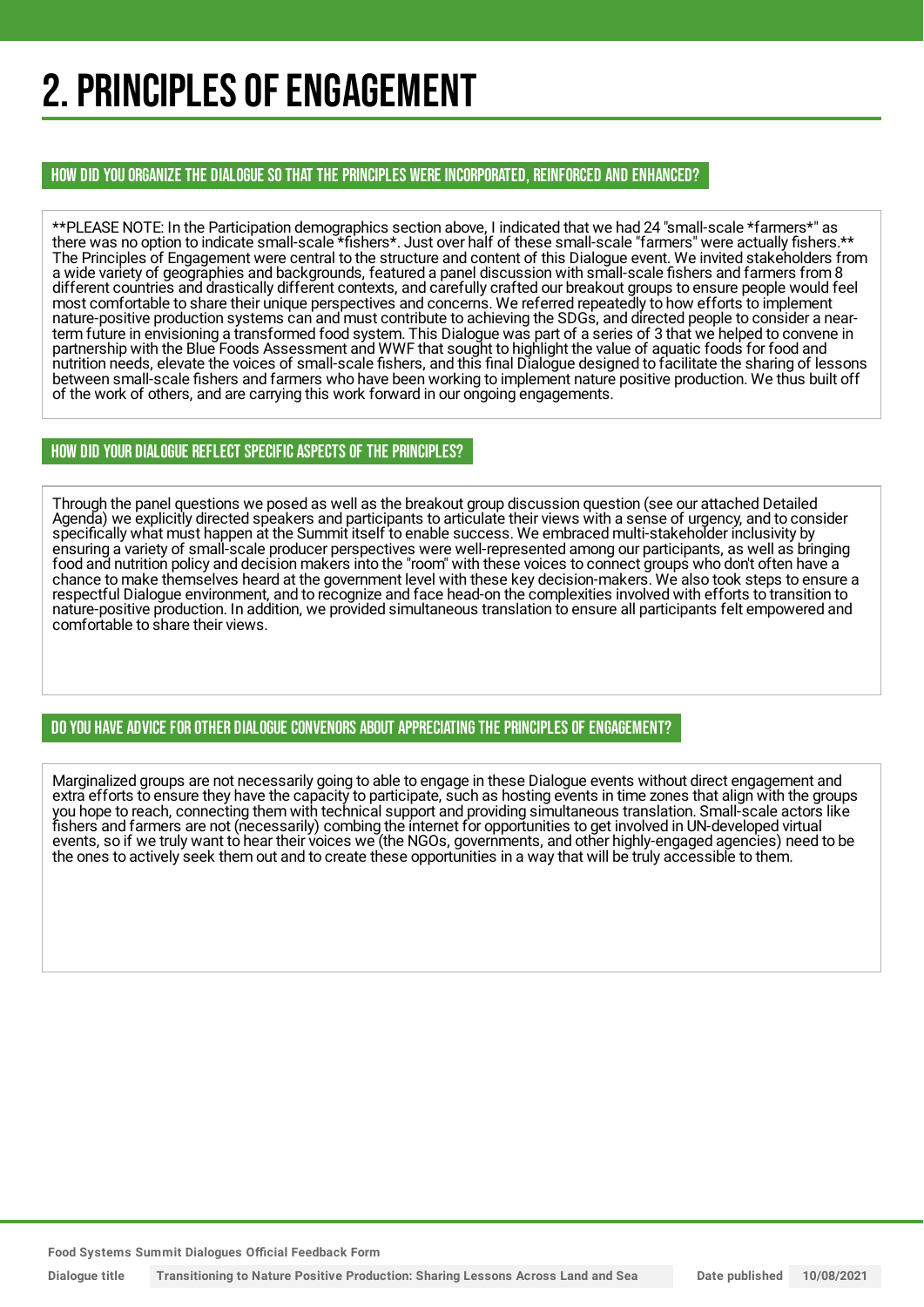# 2. PRINCIPLES OF ENGAGEMENT

## HOW DID YOU ORGANIZE THE DIALOGUE SO THAT THE PRINCIPLES WERE INCORPORATED, REINFORCED AND ENHANCED?

**PLEASE NOTE: In the Participation demographics section above, I indicated that we had 24 "small-scale *farmers*" as there was no option to indicate small-scale *fishers*. Just over half of these small-scale "farmers" were actually fishers.** The Principles of Engagement were central to the structure and content of this Dialogue event. We invited stakeholders from a wide variety of geographies and backgrounds, featured a panel discussion with small-scale fishers and farmers from 8 different countries and drastically different contexts, and carefully crafted our breakout groups to ensure people would feel most comfortable to share their unique perspectives and concerns. We referred repeatedly to how efforts to implement nature-positive production systems can and must contribute to achieving the SDGs, and directed people to consider a near-term future in envisioning a transformed food system. This Dialogue was part of a series of 3 that we helped to convene in partnership with the Blue Foods Assessment and WWF that sought to highlight the value of aquatic foods for food and nutrition needs, elevate the voices of small-scale fishers, and this final Dialogue designed to facilitate the sharing of lessons between small-scale fishers and farmers who have been working to implement nature positive production. We thus built off of the work of others, and are carrying this work forward in our ongoing engagements.

## HOW DID YOUR DIALOGUE REFLECT SPECIFIC ASPECTS OF THE PRINCIPLES?

Through the panel questions we posed as well as the breakout group discussion question (see our attached Detailed Agenda) we explicitly directed speakers and participants to articulate their views with a sense of urgency, and to consider specifically what must happen at the Summit itself to enable success. We embraced multi-stakeholder inclusivity by ensuring a variety of small-scale producer perspectives were well-represented among our participants, as well as bringing food and nutrition policy and decision makers into the "room" with these voices to connect groups who don't often have a chance to make themselves heard at the government level with these key decision-makers. We also took steps to ensure a respectful Dialogue environment, and to recognize and face head-on the complexities involved with efforts to transition to nature-positive production. In addition, we provided simultaneous translation to ensure all participants felt empowered and comfortable to share their views.

## DO YOU HAVE ADVICE FOR OTHER DIALOGUE CONVENORS ABOUT APPRECIATING THE PRINCIPLES OF ENGAGEMENT?

Marginalized groups are not necessarily going to able to engage in these Dialogue events without direct engagement and extra efforts to ensure they have the capacity to participate, such as hosting events in time zones that align with the groups you hope to reach, connecting them with technical support and providing simultaneous translation. Small-scale actors like fishers and farmers are not (necessarily) combing the internet for opportunities to get involved in UN-developed virtual events, so if we truly want to hear their voices we (the NGOs, governments, and other highly-engaged agencies) need to be the ones to actively seek them out and to create these opportunities in a way that will be truly accessible to them.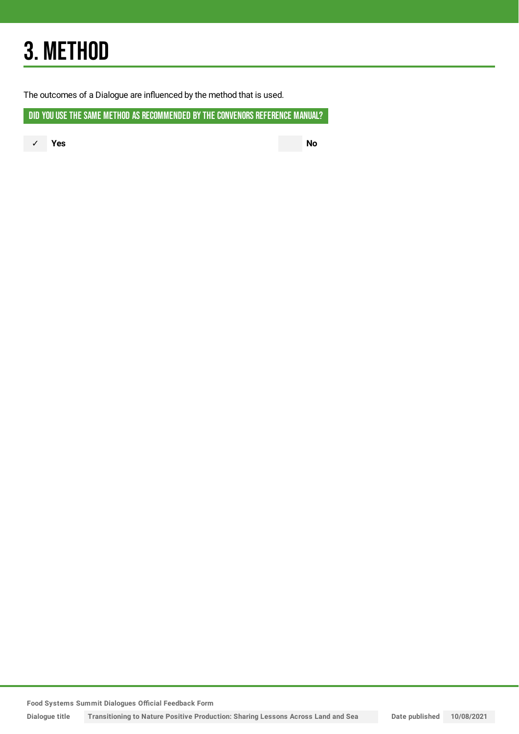# 3. METHOD

The outcomes of a Dialogue are influenced by the method that is used.

## DID YOU USE THE SAME METHOD AS RECOMMENDED BY THE CONVENORS REFERENCE MANUAL?

✓ **Yes**

**No**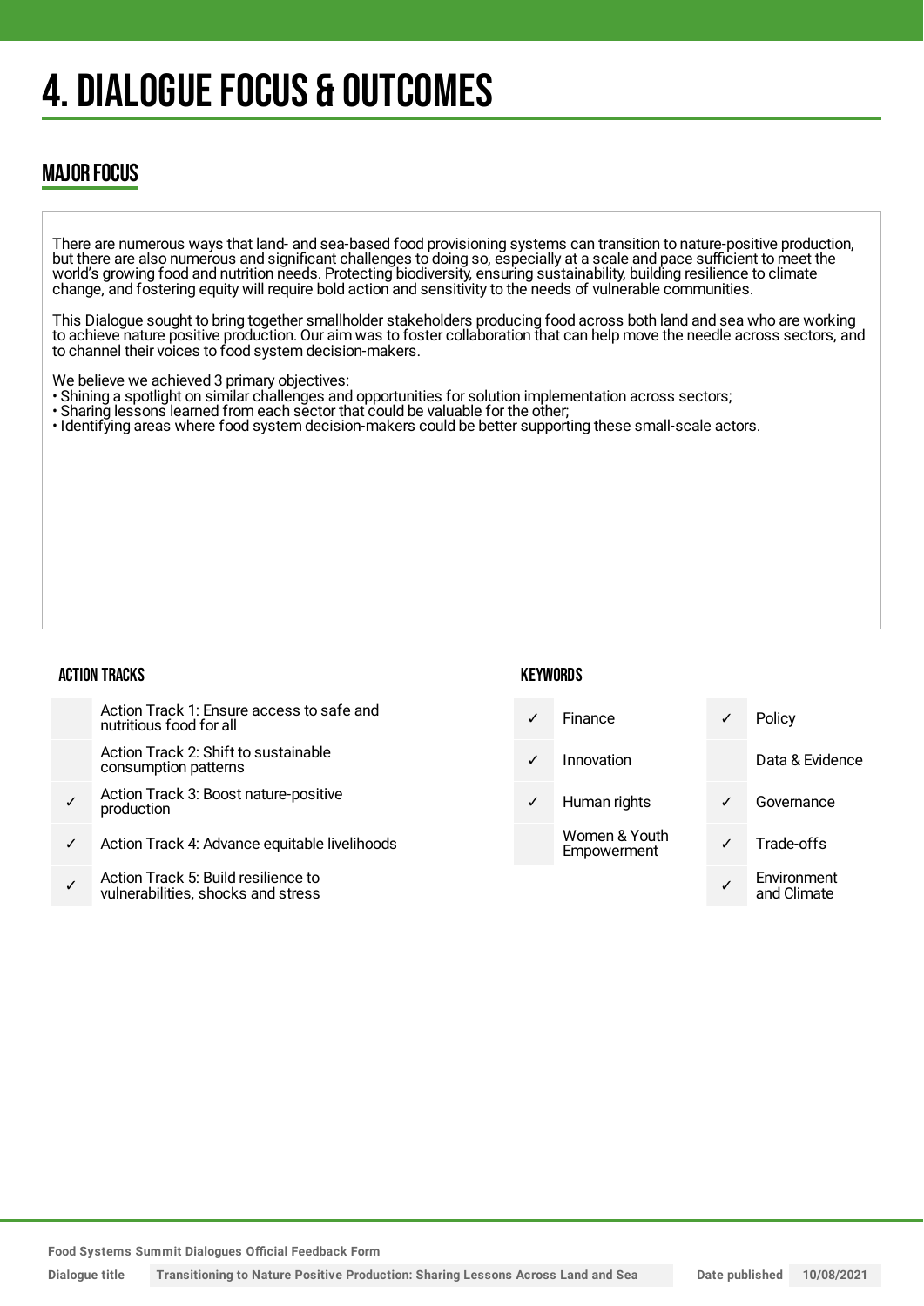# 4. DIALOGUE FOCUS & OUTCOMES

## MAJOR FOCUS

There are numerous ways that land- and sea-based food provisioning systems can transition to nature-positive production, but there are also numerous and significant challenges to doing so, especially at a scale and pace sufficient to meet the world's growing food and nutrition needs. Protecting biodiversity, ensuring sustainability, building resilience to climate change, and fostering equity will require bold action and sensitivity to the needs of vulnerable communities.

This Dialogue sought to bring together smallholder stakeholders producing food across both land and sea who are working to achieve nature positive production. Our aim was to foster collaboration that can help move the needle across sectors, and to channel their voices to food system decision-makers.

We believe we achieved 3 primary objectives:
- Shining a spotlight on similar challenges and opportunities for solution implementation across sectors;
- Sharing lessons learned from each sector that could be valuable for the other;
- Identifying areas where food system decision-makers could be better supporting these small-scale actors.

### ACTION TRACKS

| | |
|---|---|
| | Action Track 1: Ensure access to safe and nutritious food for all |
| | Action Track 2: Shift to sustainable consumption patterns |
| ✓ | Action Track 3: Boost nature-positive production |
| ✓ | Action Track 4: Advance equitable livelihoods |
| ✓ | Action Track 5: Build resilience to vulnerabilities, shocks and stress |

### KEYWORDS

| | | | |
|---|---|---|---|
| ✓ | Finance | ✓ | Policy |
| ✓ | Innovation | | Data & Evidence |
| ✓ | Human rights | ✓ | Governance |
| | Women & Youth Empowerment | ✓ | Trade-offs |
| | | ✓ | Environment and Climate |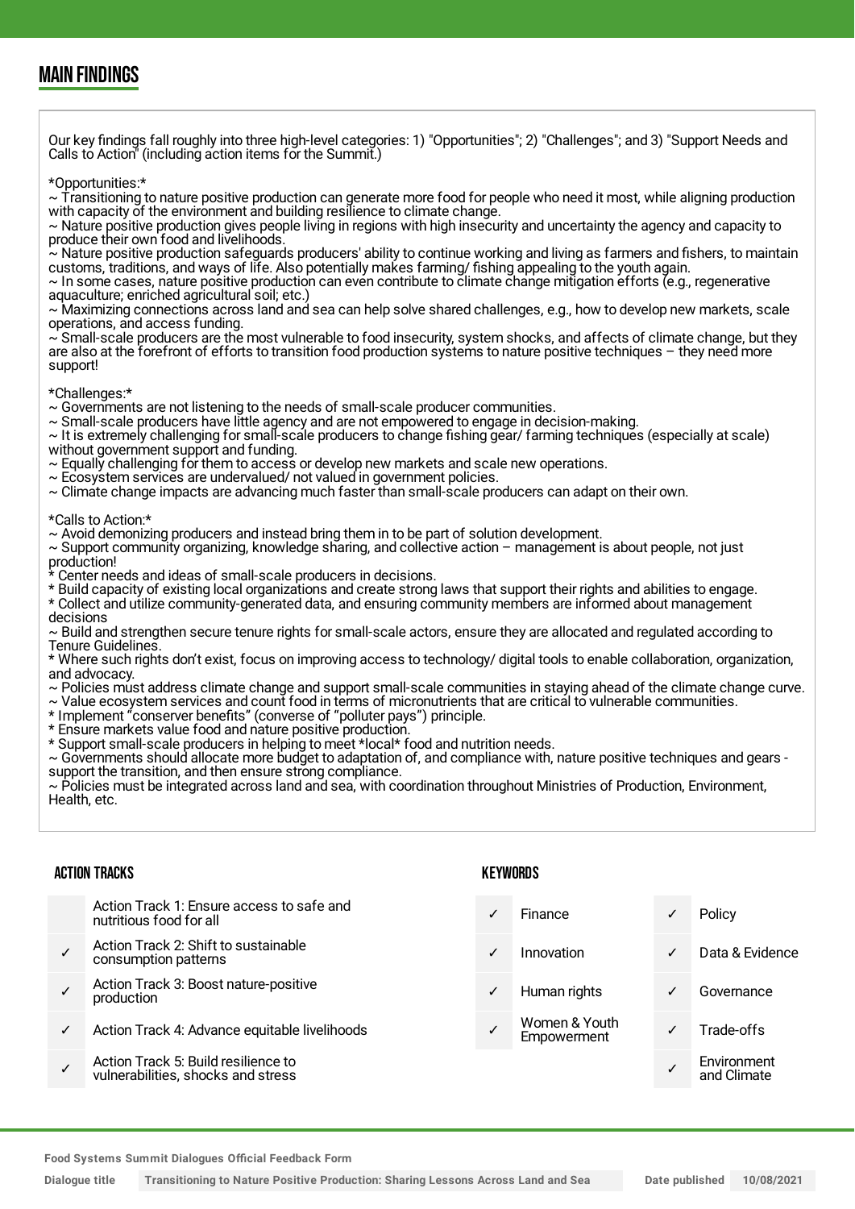## MAIN FINDINGS

Our key findings fall roughly into three high-level categories: 1) "Opportunities"; 2) "Challenges"; and 3) "Support Needs and Calls to Action" (including action items for the Summit.)

*Opportunities:*
~ Transitioning to nature positive production can generate more food for people who need it most, while aligning production with capacity of the environment and building resilience to climate change.
~ Nature positive production gives people living in regions with high insecurity and uncertainty the agency and capacity to produce their own food and livelihoods.
~ Nature positive production safeguards producers' ability to continue working and living as farmers and fishers, to maintain customs, traditions, and ways of life. Also potentially makes farming/ fishing appealing to the youth again.
~ In some cases, nature positive production can even contribute to climate change mitigation efforts (e.g., regenerative aquaculture; enriched agricultural soil; etc.)
~ Maximizing connections across land and sea can help solve shared challenges, e.g., how to develop new markets, scale operations, and access funding.
~ Small-scale producers are the most vulnerable to food insecurity, system shocks, and affects of climate change, but they are also at the forefront of efforts to transition food production systems to nature positive techniques – they need more support!

*Challenges:*
~ Governments are not listening to the needs of small-scale producer communities.
~ Small-scale producers have little agency and are not empowered to engage in decision-making.
~ It is extremely challenging for small-scale producers to change fishing gear/ farming techniques (especially at scale) without government support and funding.
~ Equally challenging for them to access or develop new markets and scale new operations.
~ Ecosystem services are undervalued/ not valued in government policies.
~ Climate change impacts are advancing much faster than small-scale producers can adapt on their own.

*Calls to Action:*
~ Avoid demonizing producers and instead bring them in to be part of solution development.
~ Support community organizing, knowledge sharing, and collective action – management is about people, not just production!
* Center needs and ideas of small-scale producers in decisions.
* Build capacity of existing local organizations and create strong laws that support their rights and abilities to engage.
* Collect and utilize community-generated data, and ensuring community members are informed about management decisions
~ Build and strengthen secure tenure rights for small-scale actors, ensure they are allocated and regulated according to Tenure Guidelines.
* Where such rights don't exist, focus on improving access to technology/ digital tools to enable collaboration, organization, and advocacy.
~ Policies must address climate change and support small-scale communities in staying ahead of the climate change curve.
~ Value ecosystem services and count food in terms of micronutrients that are critical to vulnerable communities.
* Implement "conserver benefits" (converse of "polluter pays") principle.
* Ensure markets value food and nature positive production.
* Support small-scale producers in helping to meet *local* food and nutrition needs.
~ Governments should allocate more budget to adaptation of, and compliance with, nature positive techniques and gears - support the transition, and then ensure strong compliance.
~ Policies must be integrated across land and sea, with coordination throughout Ministries of Production, Environment, Health, etc.

### ACTION TRACKS

| | |
|---|---|
| | Action Track 1: Ensure access to safe and nutritious food for all |
| ✓ | Action Track 2: Shift to sustainable consumption patterns |
| ✓ | Action Track 3: Boost nature-positive production |
| ✓ | Action Track 4: Advance equitable livelihoods |
| ✓ | Action Track 5: Build resilience to vulnerabilities, shocks and stress |

### KEYWORDS

| | | | |
|---|---|---|---|
| ✓ | Finance | ✓ | Policy |
| ✓ | Innovation | ✓ | Data & Evidence |
| ✓ | Human rights | ✓ | Governance |
| ✓ | Women & Youth Empowerment | ✓ | Trade-offs |
| | | ✓ | Environment and Climate |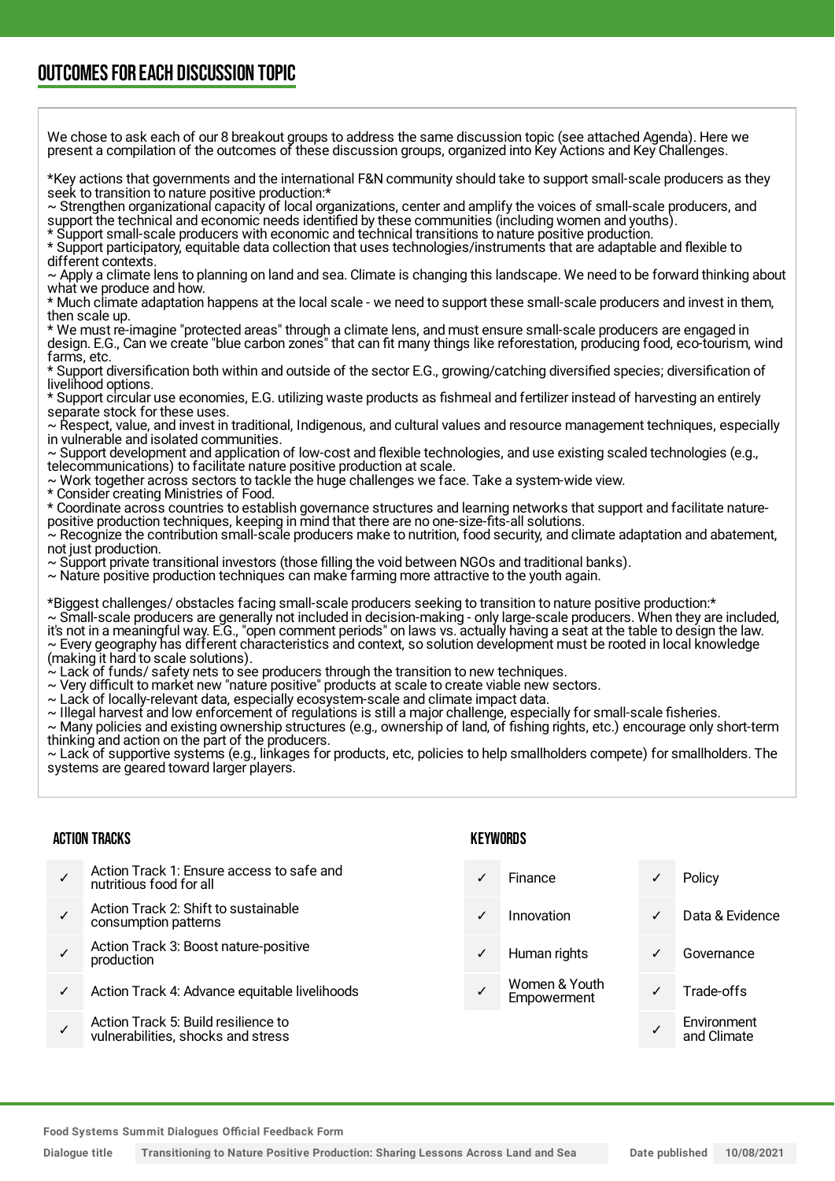## OUTCOMES FOR EACH DISCUSSION TOPIC

We chose to ask each of our 8 breakout groups to address the same discussion topic (see attached Agenda). Here we present a compilation of the outcomes of these discussion groups, organized into Key Actions and Key Challenges.

*Key actions that governments and the international F&N community should take to support small-scale producers as they seek to transition to nature positive production:*
~ Strengthen organizational capacity of local organizations, center and amplify the voices of small-scale producers, and support the technical and economic needs identified by these communities (including women and youths).
* Support small-scale producers with economic and technical transitions to nature positive production.
* Support participatory, equitable data collection that uses technologies/instruments that are adaptable and flexible to different contexts.
~ Apply a climate lens to planning on land and sea. Climate is changing this landscape. We need to be forward thinking about what we produce and how.
* Much climate adaptation happens at the local scale - we need to support these small-scale producers and invest in them, then scale up.
* We must re-imagine "protected areas" through a climate lens, and must ensure small-scale producers are engaged in design. E.G., Can we create "blue carbon zones" that can fit many things like reforestation, producing food, eco-tourism, wind farms, etc.
* Support diversification both within and outside of the sector E.G., growing/catching diversified species; diversification of livelihood options.
* Support circular use economies, E.G. utilizing waste products as fishmeal and fertilizer instead of harvesting an entirely separate stock for these uses.
~ Respect, value, and invest in traditional, Indigenous, and cultural values and resource management techniques, especially in vulnerable and isolated communities.
~ Support development and application of low-cost and flexible technologies, and use existing scaled technologies (e.g., telecommunications) to facilitate nature positive production at scale.
~ Work together across sectors to tackle the huge challenges we face. Take a system-wide view.
* Consider creating Ministries of Food.
* Coordinate across countries to establish governance structures and learning networks that support and facilitate nature-positive production techniques, keeping in mind that there are no one-size-fits-all solutions.
~ Recognize the contribution small-scale producers make to nutrition, food security, and climate adaptation and abatement, not just production.
~ Support private transitional investors (those filling the void between NGOs and traditional banks).
~ Nature positive production techniques can make farming more attractive to the youth again.

*Biggest challenges/ obstacles facing small-scale producers seeking to transition to nature positive production:*
~ Small-scale producers are generally not included in decision-making - only large-scale producers. When they are included, it's not in a meaningful way. E.G., "open comment periods" on laws vs. actually having a seat at the table to design the law.
~ Every geography has different characteristics and context, so solution development must be rooted in local knowledge (making it hard to scale solutions).
~ Lack of funds/ safety nets to see producers through the transition to new techniques.
~ Very difficult to market new "nature positive" products at scale to create viable new sectors.
~ Lack of locally-relevant data, especially ecosystem-scale and climate impact data.
~ Illegal harvest and low enforcement of regulations is still a major challenge, especially for small-scale fisheries.
~ Many policies and existing ownership structures (e.g., ownership of land, of fishing rights, etc.) encourage only short-term thinking and action on the part of the producers.
~ Lack of supportive systems (e.g., linkages for products, etc, policies to help smallholders compete) for smallholders. The systems are geared toward larger players.

### ACTION TRACKS

- ✓ Action Track 1: Ensure access to safe and nutritious food for all
- ✓ Action Track 2: Shift to sustainable consumption patterns
- ✓ Action Track 3: Boost nature-positive production
- ✓ Action Track 4: Advance equitable livelihoods
- ✓ Action Track 5: Build resilience to vulnerabilities, shocks and stress

### KEYWORDS

- ✓ Finance
- ✓ Innovation
- ✓ Human rights
- ✓ Women & Youth Empowerment
- ✓ Policy
- ✓ Data & Evidence
- ✓ Governance
- ✓ Trade-offs
- ✓ Environment and Climate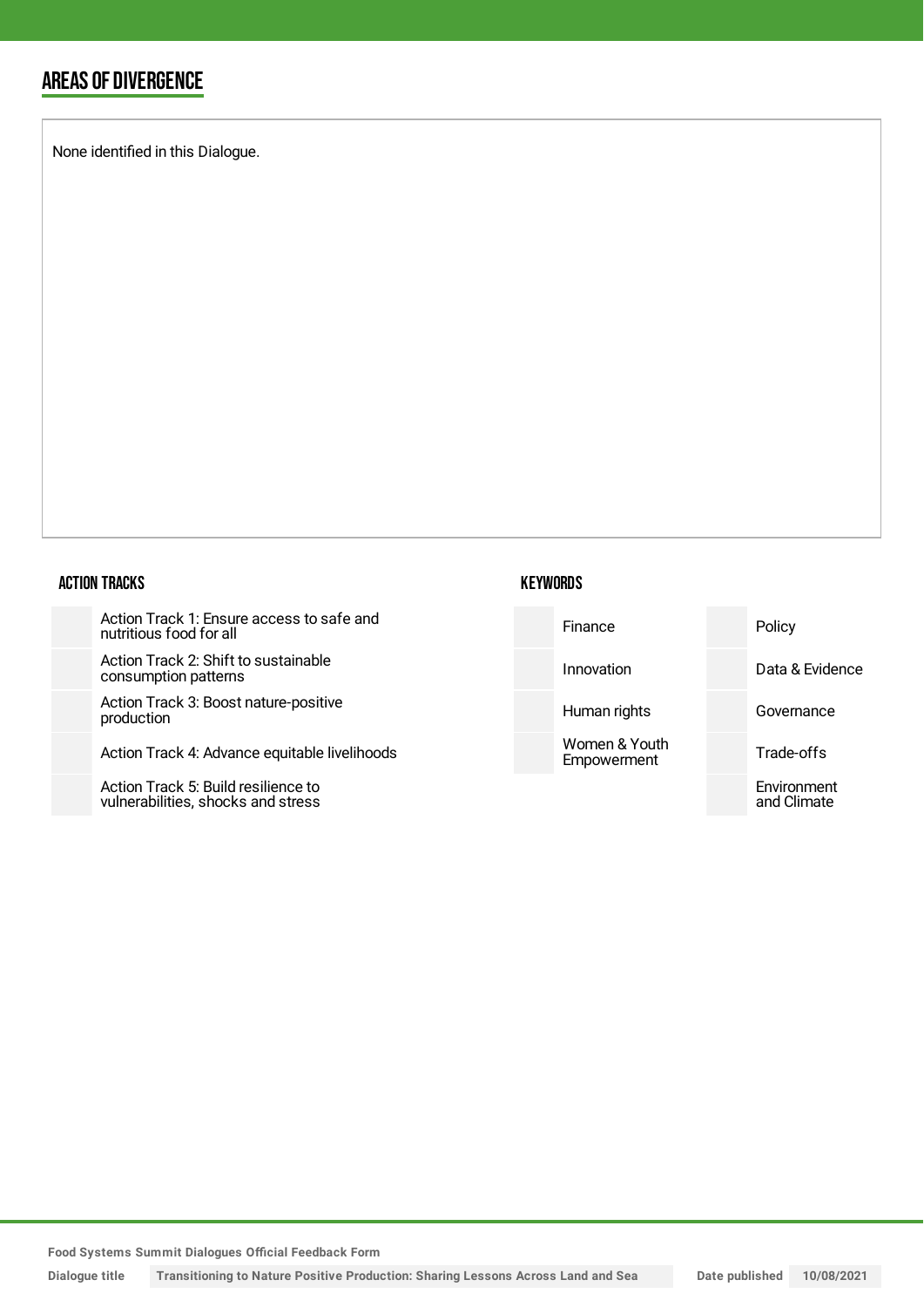## AREAS OF DIVERGENCE

None identified in this Dialogue.

### ACTION TRACKS

- Action Track 1: Ensure access to safe and nutritious food for all
- Action Track 2: Shift to sustainable consumption patterns
- Action Track 3: Boost nature-positive production
- Action Track 4: Advance equitable livelihoods
- Action Track 5: Build resilience to vulnerabilities, shocks and stress

### KEYWORDS

- Finance
- Innovation
- Human rights
- Women & Youth Empowerment
- Policy
- Data & Evidence
- Governance
- Trade-offs
- Environment and Climate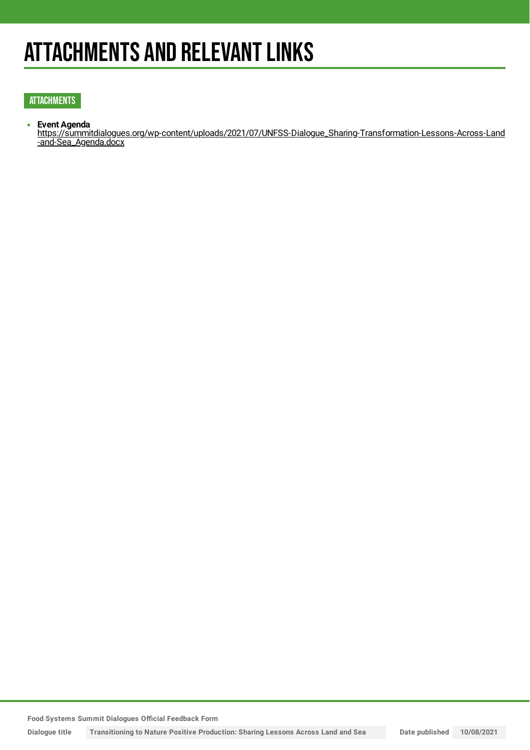# ATTACHMENTS AND RELEVANT LINKS

## ATTACHMENTS

- **Event Agenda**
  https://summitdialogues.org/wp-content/uploads/2021/07/UNFSS-Dialogue_Sharing-Transformation-Lessons-Across-Land-and-Sea_Agenda.docx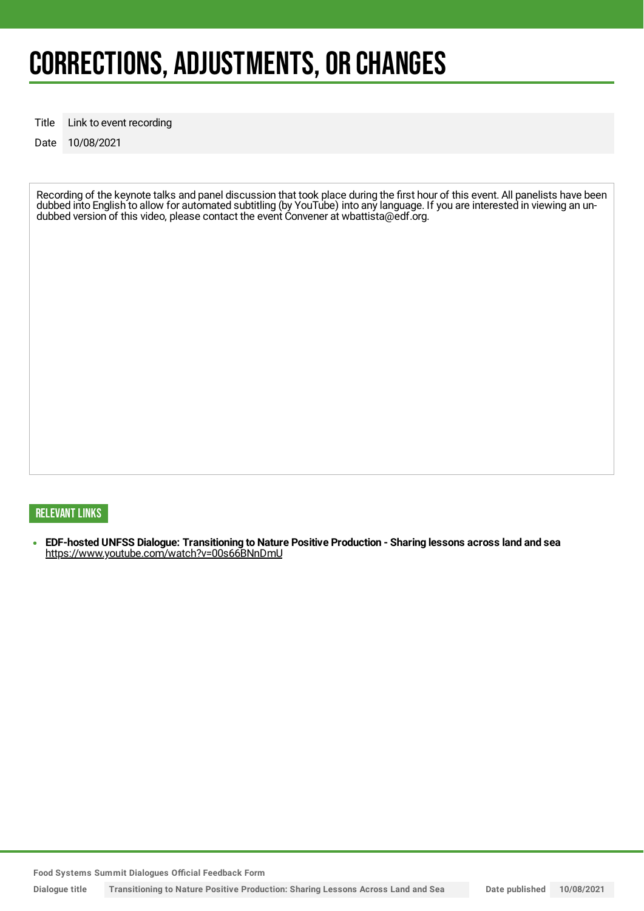# CORRECTIONS, ADJUSTMENTS, OR CHANGES

| | |
|---|---|
| Title | Link to event recording |
| Date | 10/08/2021 |

Recording of the keynote talks and panel discussion that took place during the first hour of this event. All panelists have been dubbed into English to allow for automated subtitling (by YouTube) into any language. If you are interested in viewing an un-dubbed version of this video, please contact the event Convener at wbattista@edf.org.

## RELEVANT LINKS

- **EDF-hosted UNFSS Dialogue: Transitioning to Nature Positive Production - Sharing lessons across land and sea**
  https://www.youtube.com/watch?v=00s66BNnDmU